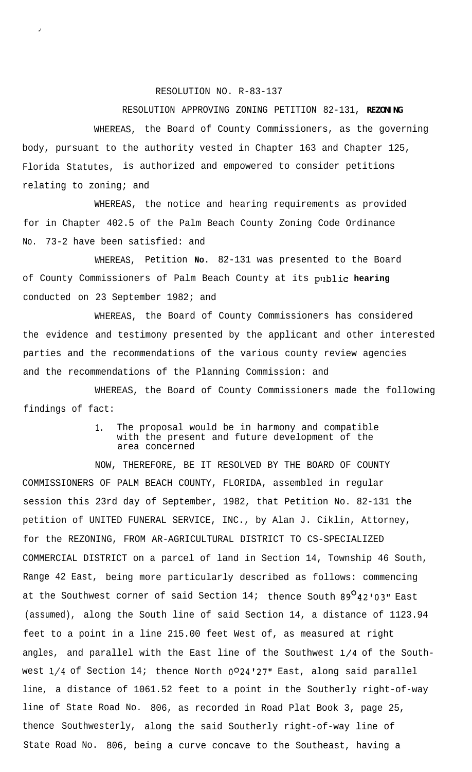RESOLUTION NO. R-83-137

RESOLUTION APPROVING ZONING PETITION 82-131, **REZONING**

WHEREAS, the Board of County Commissioners, as the governing body, pursuant to the authority vested in Chapter 163 and Chapter 125, Florida Statutes, is authorized and empowered to consider petitions relating to zoning; and

WHEREAS, the notice and hearing requirements as provided for in Chapter 402.5 of the Palm Beach County Zoning Code Ordinance No. 73-2 have been satisfied: and

WHEREAS, Petition No. 82-131 was presented to the Board of County Commissioners of Palm Beach County at its public hearing conducted on 23 September 1982; and

WHEREAS, the Board of County Commissioners has considered the evidence and testimony presented by the applicant and other interested parties and the recommendations of the various county review agencies and the recommendations of the Planning Commission: and

WHEREAS, the Board of County Commissioners made the following findings of fact:

1. The proposal would be in harmony and compatible with the present and future development of the area concerned

NOW, THEREFORE, BE IT RESOLVED BY THE BOARD OF COUNTY COMMISSIONERS OF PALM BEACH COUNTY, FLORIDA, assembled in regular session this 23rd day of September, 1982, that Petition No. 82-131 the petition of UNITED FUNERAL SERVICE, INC., by Alan J. Ciklin, Attorney, for the REZONING, FROM AR-AGRICULTURAL DISTRICT TO CS-SPECIALIZED COMMERCIAL DISTRICT on a parcel of land in Section 14, Township 46 South, Range 42 East, being more particularly described as follows: commencing at the Southwest corner of said Section 14; thence South 89°42'03" East (assumed), along the South line of said Section 14, a distance of 1123.94 feet to a point in a line 215.00 feet West of, as measured at right angles, and parallel with the East line of the Southwest 1/4 of the Southwest 1/4 of Section 14; thence North 0°24'27" East, along said parallel line, a distance of 1061.52 feet to a point in the Southerly right-of-way line of State Road No. 806, as recorded in Road Plat Book 3, page 25, thence Southwesterly, along the said Southerly right-of-way line of State Road No. 806, being a curve concave to the Southeast, having a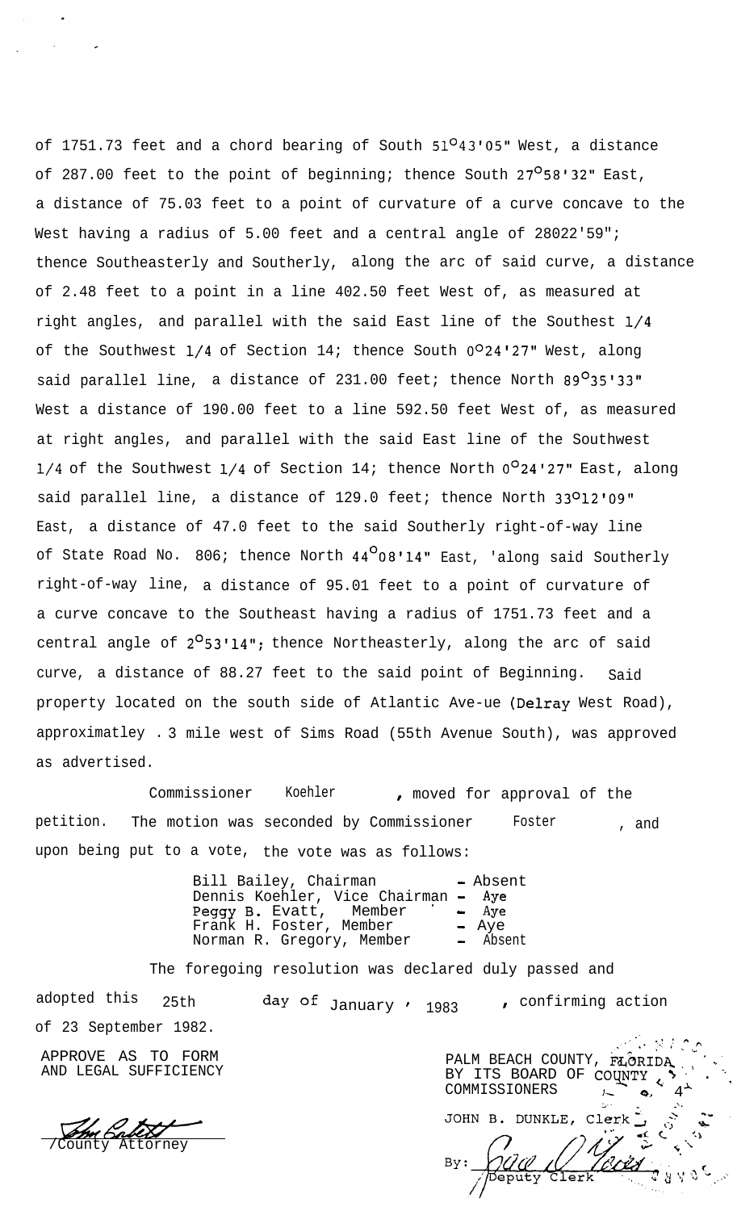of 1751.73 feet and a chord bearing of South 51°43'05" West, a distance of 287.00 feet to the point of beginning; thence South 27°58'32" East, a distance of 75.03 feet to a point of curvature of a curve concave to the West having a radius of 5.00 feet and a central angle of 28022'59"; thence Southeasterly and Southerly, along the arc of said curve, a distance of 2.48 feet to a point in a line 402.50 feet West of, as measured at right angles, and parallel with the said East line of the Southest 1/4 of the Southwest 1/4 of Section 14; thence South 0°24'27" West, along said parallel line, a distance of 231.00 feet; thence North 89°35'33" West a distance of 190.00 feet to a line 592.50 feet West of, as measured at right angles, and parallel with the said East line of the Southwest 1/4 of the Southwest 1/4 of Section 14; thence North 0°24'27" East, along said parallel line, a distance of 129.0 feet; thence North 33°12'09" East, a distance of 47.0 feet to the said Southerly right-of-way line of State Road No. 806; thence North 44°08'14" East, 'along said Southerly right-of-way line, a distance of 95.01 feet to a point of curvature of a curve concave to the Southeast having a radius of 1751.73 feet and a central angle of 2°53'14"; thence Northeasterly, along the arc of said curve, a distance of 88.27 feet to the said point of Beginning. Said property located on the south side of Atlantic Ave-ue (Delray West Road), approximatley .3 mile west of Sims Road (55th Avenue South), was approved as advertised.

Commissioner Koehler, moved for approval of the petition. The motion was seconded by Commissioner Foster, and upon being put to a vote, the vote was as follows:

| | |
|---|---|
| Bill Bailey, Chairman | - Absent |
| Dennis Koehler, Vice Chairman | - Aye |
| Peggy B. Evatt, Member | - Aye |
| Frank H. Foster, Member | - Aye |
| Norman R. Gregory, Member | - Absent |

The foregoing resolution was declared duly passed and adopted this 25th day of January, 1983, confirming action of 23 September 1982.

APPROVE AS TO FORM AND LEGAL SUFFICIENCY

/County Attorney

PALM BEACH COUNTY, FLORIDA
BY ITS BOARD OF COUNTY COMMISSIONERS

JOHN B. DUNKLE, Clerk

By: Deputy Clerk